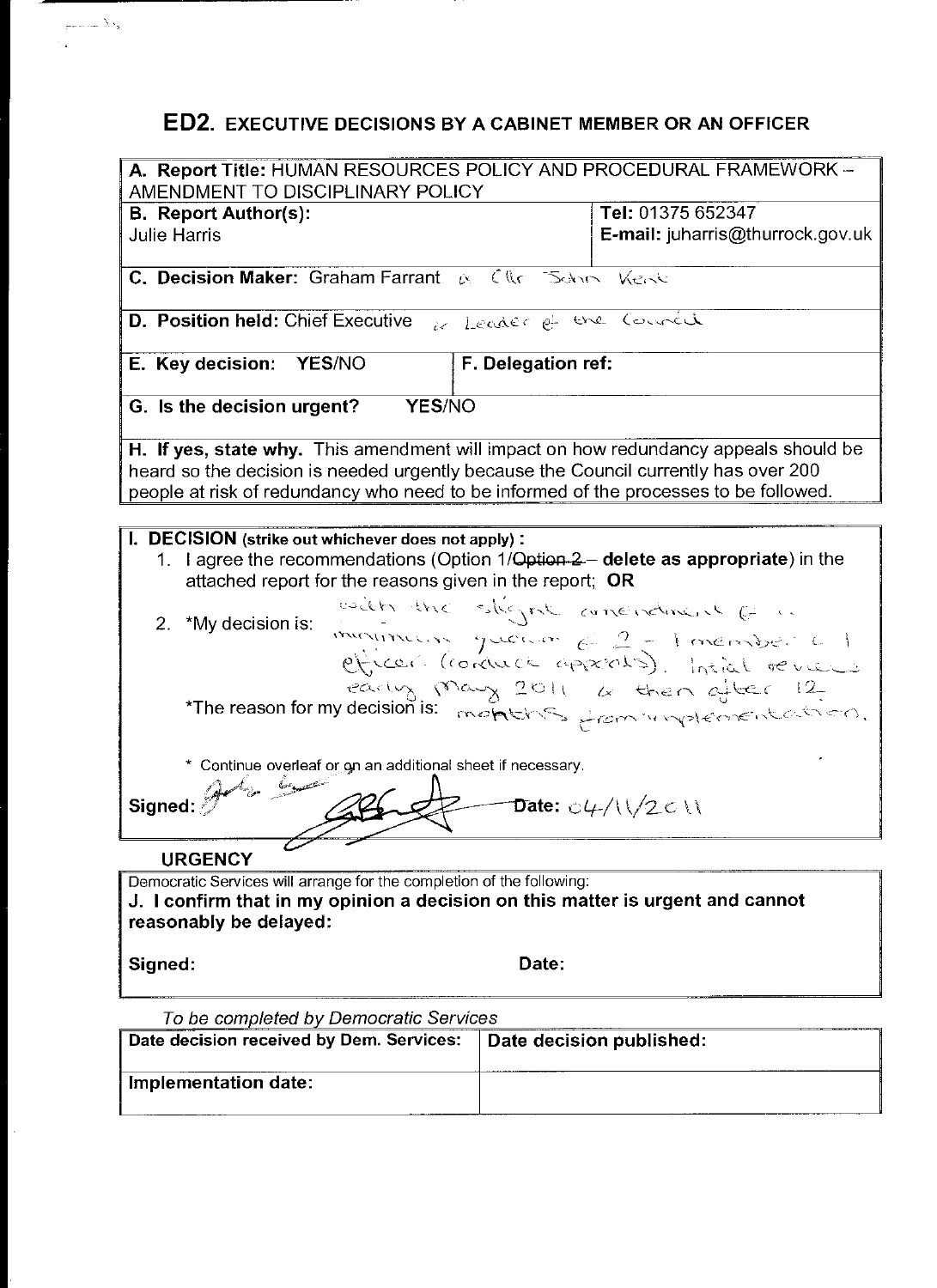## ED2. EXECUTIVE DECISIONS BY A CABINET MEMBER OR AN OFFICER

| | |
|---|---|
| **A. Report Title:** HUMAN RESOURCES POLICY AND PROCEDURAL FRAMEWORK – AMENDMENT TO DISCIPLINARY POLICY | |
| **B. Report Author(s):** Julie Harris | **Tel:** 01375 652347 **E-mail:** juharris@thurrock.gov.uk |
| **C. Decision Maker:** Graham Farrant & Cllr John Kent | |
| **D. Position held:** Chief Executive & Leader of the Council | |
| **E. Key decision: YES/NO** | **F. Delegation ref:** |
| **G. Is the decision urgent? YES/NO** | |
| **H. If yes, state why.** This amendment will impact on how redundancy appeals should be heard so the decision is needed urgently because the Council currently has over 200 people at risk of redundancy who need to be informed of the processes to be followed. | |

**I. DECISION (strike out whichever does not apply) :**

1. I agree the recommendations (Option 1/~~Option 2~~ – **delete as appropriate**) in the attached report for the reasons given in the report; **OR**
2. \*My decision is: with the slight amendment of a minimum quorum of 2 – 1 member & 1 officer (council appoints). Initial review early May 2011 & then after 12 months from implementation.

\*The reason for my decision is:

\* Continue overleaf or on an additional sheet if necessary.

Signed: [signatures] Date: 04/11/2011

**URGENCY**

Democratic Services will arrange for the completion of the following:

**J. I confirm that in my opinion a decision on this matter is urgent and cannot reasonably be delayed:**

Signed: Date:

*To be completed by Democratic Services*

| Date decision received by Dem. Services: | Date decision published: |
|---|---|
| Implementation date: | |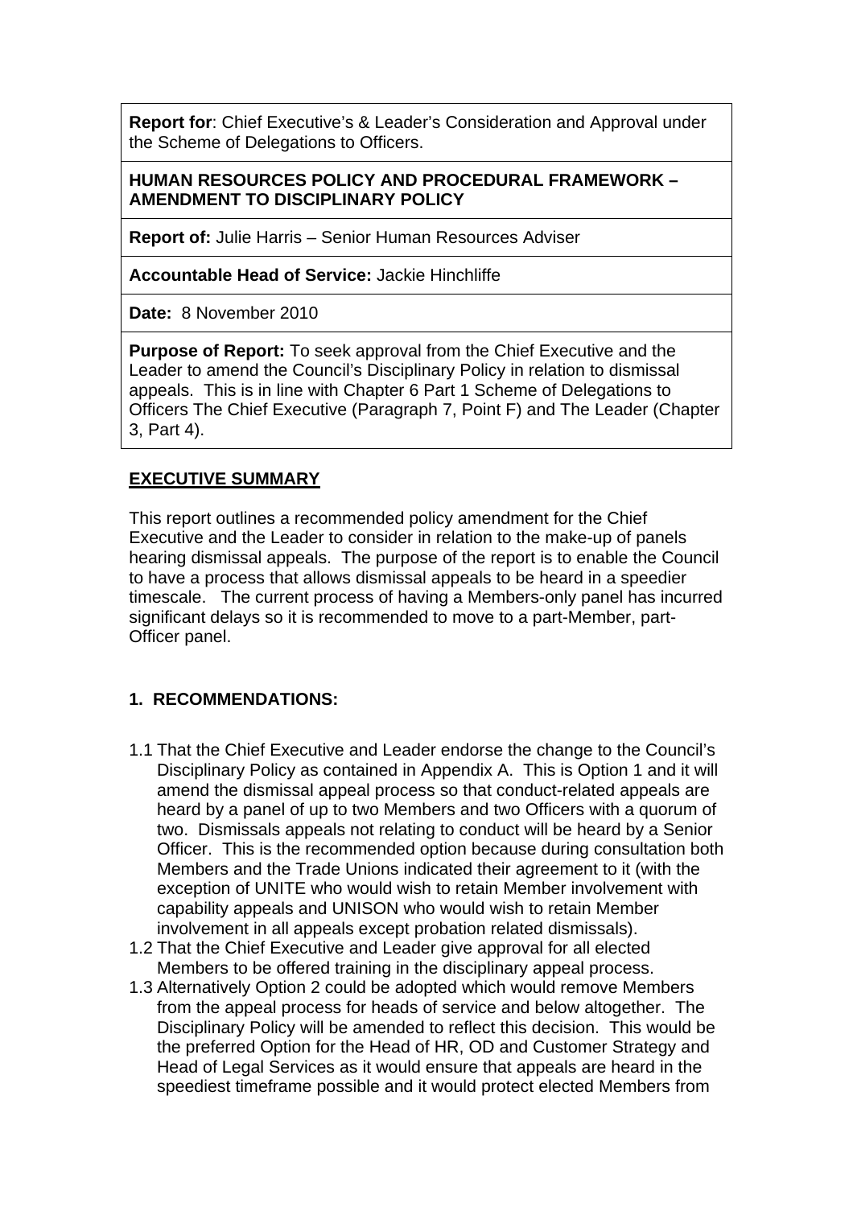**Report for**: Chief Executive's & Leader's Consideration and Approval under the Scheme of Delegations to Officers.

**HUMAN RESOURCES POLICY AND PROCEDURAL FRAMEWORK – AMENDMENT TO DISCIPLINARY POLICY**

**Report of:** Julie Harris – Senior Human Resources Adviser

**Accountable Head of Service:** Jackie Hinchliffe

**Date:** 8 November 2010

**Purpose of Report:** To seek approval from the Chief Executive and the Leader to amend the Council's Disciplinary Policy in relation to dismissal appeals. This is in line with Chapter 6 Part 1 Scheme of Delegations to Officers The Chief Executive (Paragraph 7, Point F) and The Leader (Chapter 3, Part 4).

## EXECUTIVE SUMMARY

This report outlines a recommended policy amendment for the Chief Executive and the Leader to consider in relation to the make-up of panels hearing dismissal appeals. The purpose of the report is to enable the Council to have a process that allows dismissal appeals to be heard in a speedier timescale. The current process of having a Members-only panel has incurred significant delays so it is recommended to move to a part-Member, part-Officer panel.

## 1. RECOMMENDATIONS:

1.1 That the Chief Executive and Leader endorse the change to the Council's Disciplinary Policy as contained in Appendix A. This is Option 1 and it will amend the dismissal appeal process so that conduct-related appeals are heard by a panel of up to two Members and two Officers with a quorum of two. Dismissals appeals not relating to conduct will be heard by a Senior Officer. This is the recommended option because during consultation both Members and the Trade Unions indicated their agreement to it (with the exception of UNITE who would wish to retain Member involvement with capability appeals and UNISON who would wish to retain Member involvement in all appeals except probation related dismissals).

1.2 That the Chief Executive and Leader give approval for all elected Members to be offered training in the disciplinary appeal process.

1.3 Alternatively Option 2 could be adopted which would remove Members from the appeal process for heads of service and below altogether. The Disciplinary Policy will be amended to reflect this decision. This would be the preferred Option for the Head of HR, OD and Customer Strategy and Head of Legal Services as it would ensure that appeals are heard in the speediest timeframe possible and it would protect elected Members from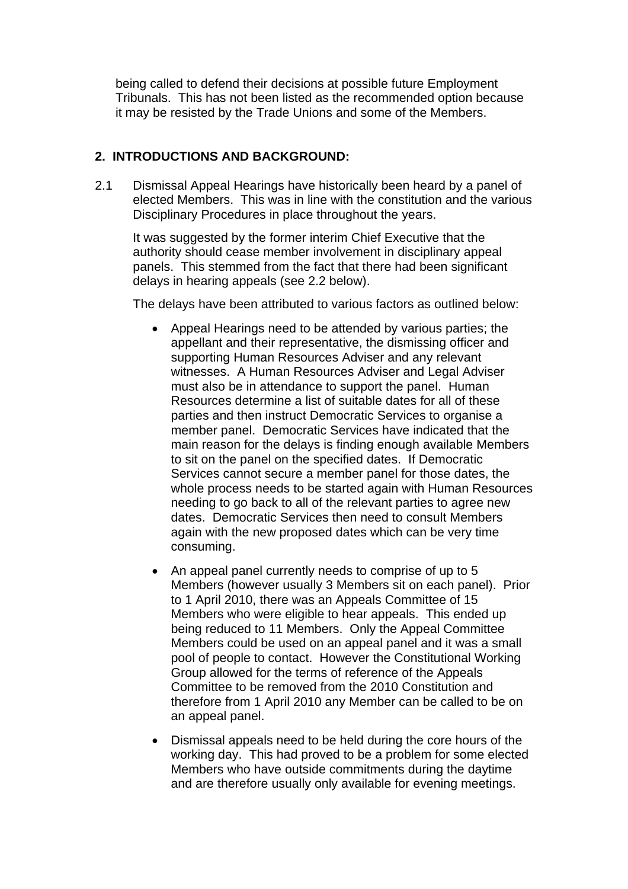being called to defend their decisions at possible future Employment Tribunals. This has not been listed as the recommended option because it may be resisted by the Trade Unions and some of the Members.

## 2. INTRODUCTIONS AND BACKGROUND:

2.1 Dismissal Appeal Hearings have historically been heard by a panel of elected Members. This was in line with the constitution and the various Disciplinary Procedures in place throughout the years.

It was suggested by the former interim Chief Executive that the authority should cease member involvement in disciplinary appeal panels. This stemmed from the fact that there had been significant delays in hearing appeals (see 2.2 below).

The delays have been attributed to various factors as outlined below:

- Appeal Hearings need to be attended by various parties; the appellant and their representative, the dismissing officer and supporting Human Resources Adviser and any relevant witnesses. A Human Resources Adviser and Legal Adviser must also be in attendance to support the panel. Human Resources determine a list of suitable dates for all of these parties and then instruct Democratic Services to organise a member panel. Democratic Services have indicated that the main reason for the delays is finding enough available Members to sit on the panel on the specified dates. If Democratic Services cannot secure a member panel for those dates, the whole process needs to be started again with Human Resources needing to go back to all of the relevant parties to agree new dates. Democratic Services then need to consult Members again with the new proposed dates which can be very time consuming.

- An appeal panel currently needs to comprise of up to 5 Members (however usually 3 Members sit on each panel). Prior to 1 April 2010, there was an Appeals Committee of 15 Members who were eligible to hear appeals. This ended up being reduced to 11 Members. Only the Appeal Committee Members could be used on an appeal panel and it was a small pool of people to contact. However the Constitutional Working Group allowed for the terms of reference of the Appeals Committee to be removed from the 2010 Constitution and therefore from 1 April 2010 any Member can be called to be on an appeal panel.

- Dismissal appeals need to be held during the core hours of the working day. This had proved to be a problem for some elected Members who have outside commitments during the daytime and are therefore usually only available for evening meetings.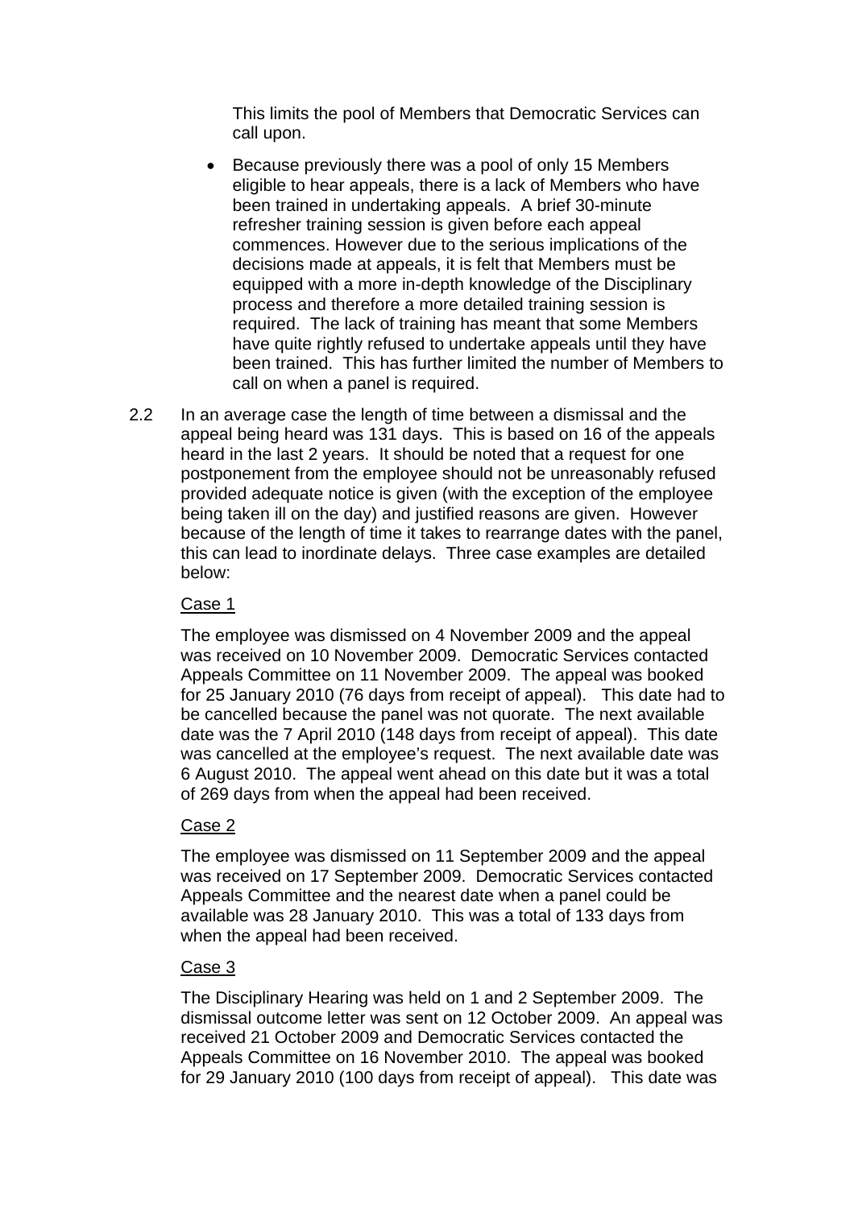This limits the pool of Members that Democratic Services can call upon.

- Because previously there was a pool of only 15 Members eligible to hear appeals, there is a lack of Members who have been trained in undertaking appeals. A brief 30-minute refresher training session is given before each appeal commences. However due to the serious implications of the decisions made at appeals, it is felt that Members must be equipped with a more in-depth knowledge of the Disciplinary process and therefore a more detailed training session is required. The lack of training has meant that some Members have quite rightly refused to undertake appeals until they have been trained. This has further limited the number of Members to call on when a panel is required.

2.2 In an average case the length of time between a dismissal and the appeal being heard was 131 days. This is based on 16 of the appeals heard in the last 2 years. It should be noted that a request for one postponement from the employee should not be unreasonably refused provided adequate notice is given (with the exception of the employee being taken ill on the day) and justified reasons are given. However because of the length of time it takes to rearrange dates with the panel, this can lead to inordinate delays. Three case examples are detailed below:

Case 1

The employee was dismissed on 4 November 2009 and the appeal was received on 10 November 2009. Democratic Services contacted Appeals Committee on 11 November 2009. The appeal was booked for 25 January 2010 (76 days from receipt of appeal). This date had to be cancelled because the panel was not quorate. The next available date was the 7 April 2010 (148 days from receipt of appeal). This date was cancelled at the employee's request. The next available date was 6 August 2010. The appeal went ahead on this date but it was a total of 269 days from when the appeal had been received.

Case 2

The employee was dismissed on 11 September 2009 and the appeal was received on 17 September 2009. Democratic Services contacted Appeals Committee and the nearest date when a panel could be available was 28 January 2010. This was a total of 133 days from when the appeal had been received.

Case 3

The Disciplinary Hearing was held on 1 and 2 September 2009. The dismissal outcome letter was sent on 12 October 2009. An appeal was received 21 October 2009 and Democratic Services contacted the Appeals Committee on 16 November 2010. The appeal was booked for 29 January 2010 (100 days from receipt of appeal). This date was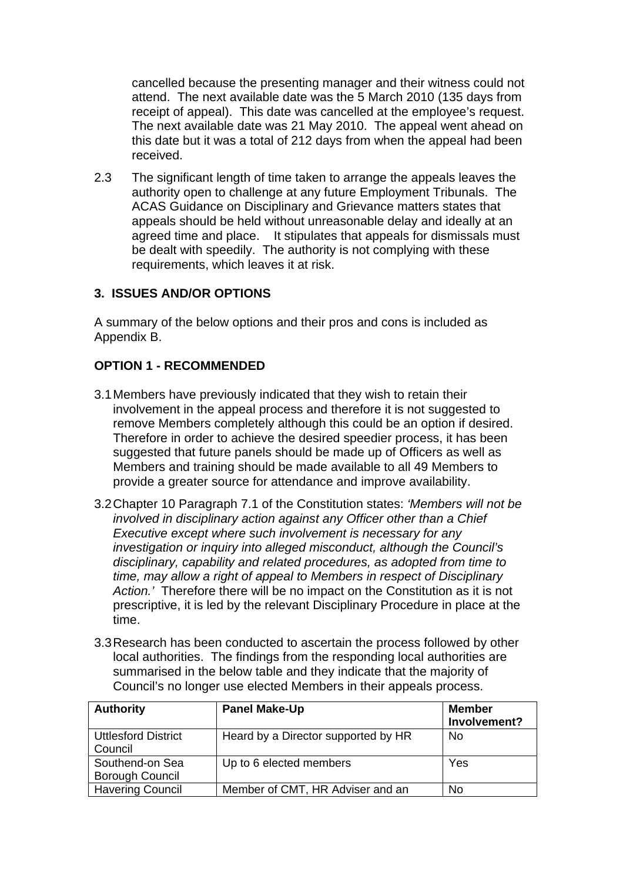cancelled because the presenting manager and their witness could not attend. The next available date was the 5 March 2010 (135 days from receipt of appeal). This date was cancelled at the employee's request. The next available date was 21 May 2010. The appeal went ahead on this date but it was a total of 212 days from when the appeal had been received.

2.3 The significant length of time taken to arrange the appeals leaves the authority open to challenge at any future Employment Tribunals. The ACAS Guidance on Disciplinary and Grievance matters states that appeals should be held without unreasonable delay and ideally at an agreed time and place. It stipulates that appeals for dismissals must be dealt with speedily. The authority is not complying with these requirements, which leaves it at risk.

## 3. ISSUES AND/OR OPTIONS

A summary of the below options and their pros and cons is included as Appendix B.

### OPTION 1 - RECOMMENDED

3.1 Members have previously indicated that they wish to retain their involvement in the appeal process and therefore it is not suggested to remove Members completely although this could be an option if desired. Therefore in order to achieve the desired speedier process, it has been suggested that future panels should be made up of Officers as well as Members and training should be made available to all 49 Members to provide a greater source for attendance and improve availability.

3.2 Chapter 10 Paragraph 7.1 of the Constitution states: *'Members will not be involved in disciplinary action against any Officer other than a Chief Executive except where such involvement is necessary for any investigation or inquiry into alleged misconduct, although the Council's disciplinary, capability and related procedures, as adopted from time to time, may allow a right of appeal to Members in respect of Disciplinary Action.'* Therefore there will be no impact on the Constitution as it is not prescriptive, it is led by the relevant Disciplinary Procedure in place at the time.

3.3 Research has been conducted to ascertain the process followed by other local authorities. The findings from the responding local authorities are summarised in the below table and they indicate that the majority of Council's no longer use elected Members in their appeals process.

| Authority | Panel Make-Up | Member Involvement? |
|---|---|---|
| Uttlesford District Council | Heard by a Director supported by HR | No |
| Southend-on Sea Borough Council | Up to 6 elected members | Yes |
| Havering Council | Member of CMT, HR Adviser and an | No |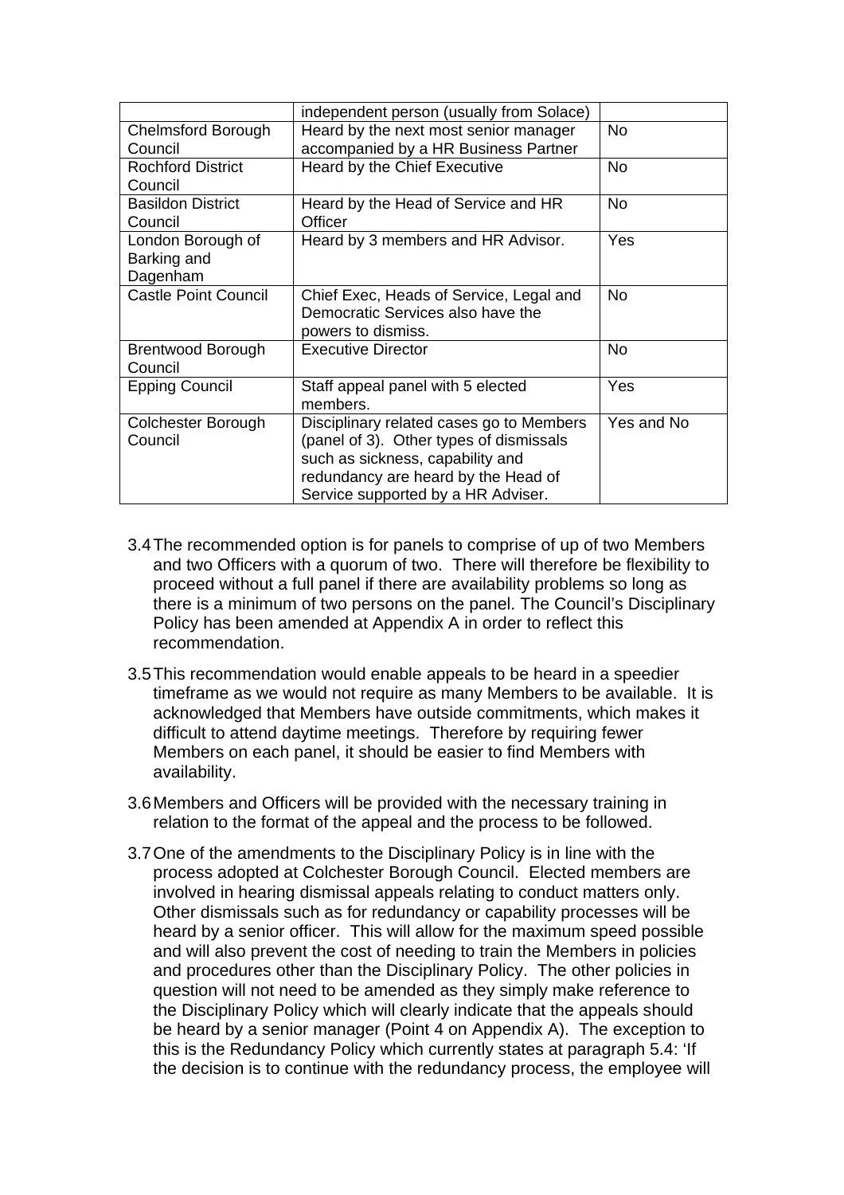| | | |
|---|---|---|
| | independent person (usually from Solace) | |
| Chelmsford Borough Council | Heard by the next most senior manager accompanied by a HR Business Partner | No |
| Rochford District Council | Heard by the Chief Executive | No |
| Basildon District Council | Heard by the Head of Service and HR Officer | No |
| London Borough of Barking and Dagenham | Heard by 3 members and HR Advisor. | Yes |
| Castle Point Council | Chief Exec, Heads of Service, Legal and Democratic Services also have the powers to dismiss. | No |
| Brentwood Borough Council | Executive Director | No |
| Epping Council | Staff appeal panel with 5 elected members. | Yes |
| Colchester Borough Council | Disciplinary related cases go to Members (panel of 3). Other types of dismissals such as sickness, capability and redundancy are heard by the Head of Service supported by a HR Adviser. | Yes and No |

3.4 The recommended option is for panels to comprise of up of two Members and two Officers with a quorum of two. There will therefore be flexibility to proceed without a full panel if there are availability problems so long as there is a minimum of two persons on the panel. The Council's Disciplinary Policy has been amended at Appendix A in order to reflect this recommendation.

3.5 This recommendation would enable appeals to be heard in a speedier timeframe as we would not require as many Members to be available. It is acknowledged that Members have outside commitments, which makes it difficult to attend daytime meetings. Therefore by requiring fewer Members on each panel, it should be easier to find Members with availability.

3.6 Members and Officers will be provided with the necessary training in relation to the format of the appeal and the process to be followed.

3.7 One of the amendments to the Disciplinary Policy is in line with the process adopted at Colchester Borough Council. Elected members are involved in hearing dismissal appeals relating to conduct matters only. Other dismissals such as for redundancy or capability processes will be heard by a senior officer. This will allow for the maximum speed possible and will also prevent the cost of needing to train the Members in policies and procedures other than the Disciplinary Policy. The other policies in question will not need to be amended as they simply make reference to the Disciplinary Policy which will clearly indicate that the appeals should be heard by a senior manager (Point 4 on Appendix A). The exception to this is the Redundancy Policy which currently states at paragraph 5.4: 'If the decision is to continue with the redundancy process, the employee will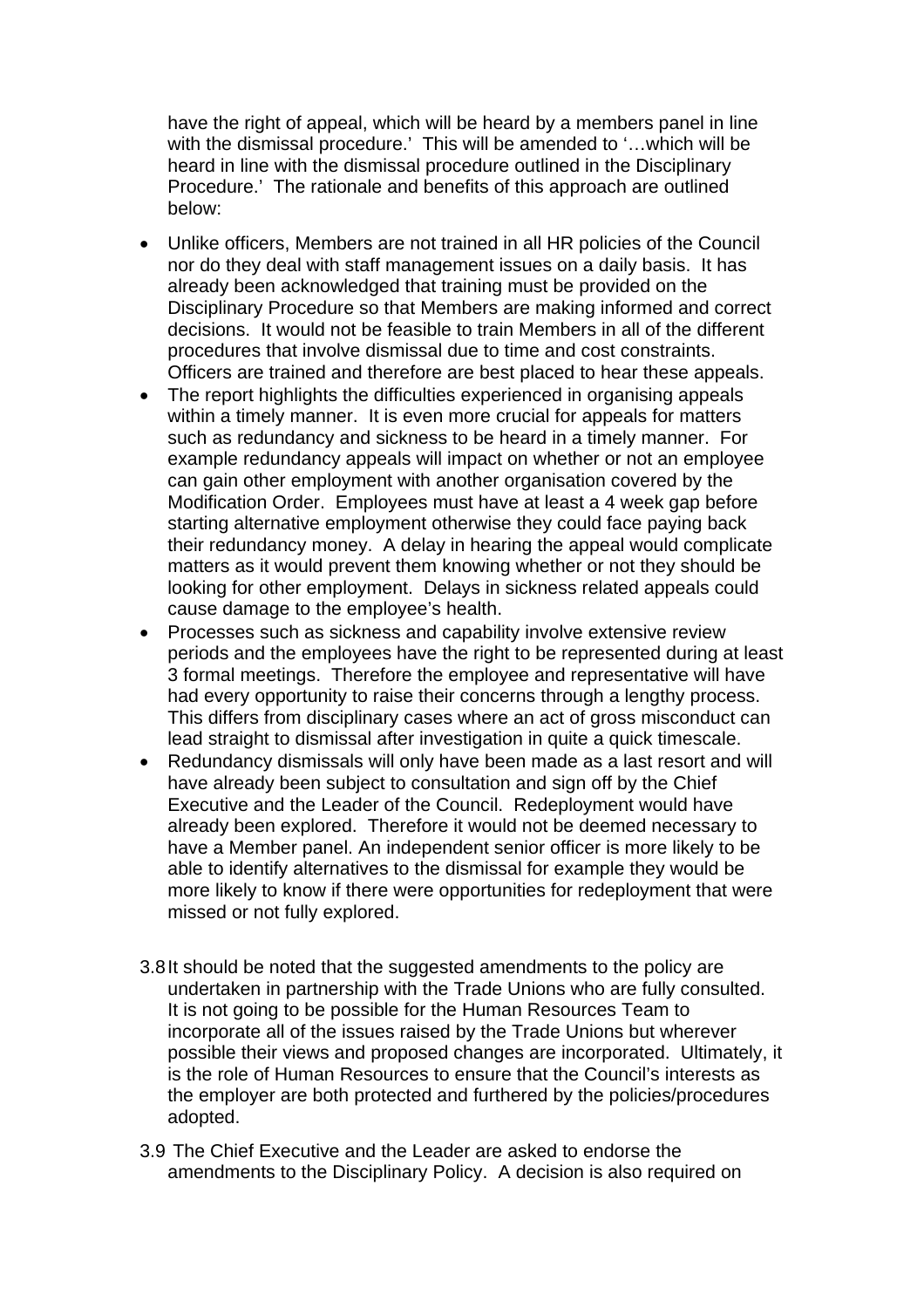have the right of appeal, which will be heard by a members panel in line with the dismissal procedure.' This will be amended to '…which will be heard in line with the dismissal procedure outlined in the Disciplinary Procedure.' The rationale and benefits of this approach are outlined below:

- Unlike officers, Members are not trained in all HR policies of the Council nor do they deal with staff management issues on a daily basis. It has already been acknowledged that training must be provided on the Disciplinary Procedure so that Members are making informed and correct decisions. It would not be feasible to train Members in all of the different procedures that involve dismissal due to time and cost constraints. Officers are trained and therefore are best placed to hear these appeals.
- The report highlights the difficulties experienced in organising appeals within a timely manner. It is even more crucial for appeals for matters such as redundancy and sickness to be heard in a timely manner. For example redundancy appeals will impact on whether or not an employee can gain other employment with another organisation covered by the Modification Order. Employees must have at least a 4 week gap before starting alternative employment otherwise they could face paying back their redundancy money. A delay in hearing the appeal would complicate matters as it would prevent them knowing whether or not they should be looking for other employment. Delays in sickness related appeals could cause damage to the employee's health.
- Processes such as sickness and capability involve extensive review periods and the employees have the right to be represented during at least 3 formal meetings. Therefore the employee and representative will have had every opportunity to raise their concerns through a lengthy process. This differs from disciplinary cases where an act of gross misconduct can lead straight to dismissal after investigation in quite a quick timescale.
- Redundancy dismissals will only have been made as a last resort and will have already been subject to consultation and sign off by the Chief Executive and the Leader of the Council. Redeployment would have already been explored. Therefore it would not be deemed necessary to have a Member panel. An independent senior officer is more likely to be able to identify alternatives to the dismissal for example they would be more likely to know if there were opportunities for redeployment that were missed or not fully explored.

3.8 It should be noted that the suggested amendments to the policy are undertaken in partnership with the Trade Unions who are fully consulted. It is not going to be possible for the Human Resources Team to incorporate all of the issues raised by the Trade Unions but wherever possible their views and proposed changes are incorporated. Ultimately, it is the role of Human Resources to ensure that the Council's interests as the employer are both protected and furthered by the policies/procedures adopted.

3.9 The Chief Executive and the Leader are asked to endorse the amendments to the Disciplinary Policy. A decision is also required on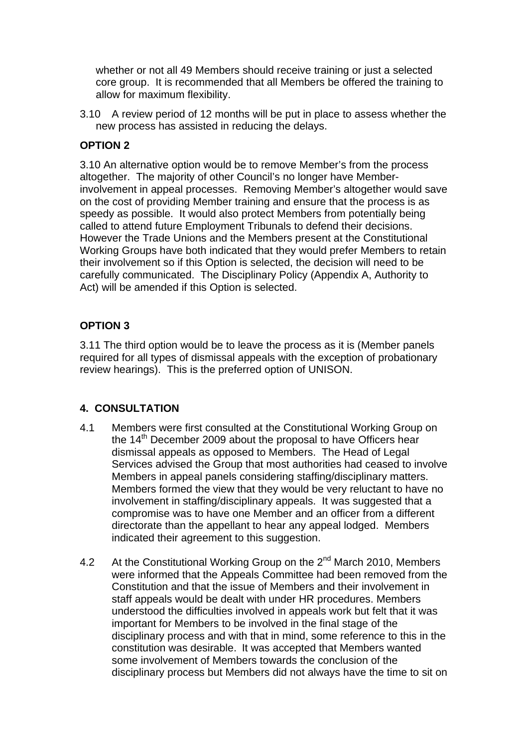whether or not all 49 Members should receive training or just a selected core group. It is recommended that all Members be offered the training to allow for maximum flexibility.

3.10 A review period of 12 months will be put in place to assess whether the new process has assisted in reducing the delays.

**OPTION 2**

3.10 An alternative option would be to remove Member's from the process altogether. The majority of other Council's no longer have Member-involvement in appeal processes. Removing Member's altogether would save on the cost of providing Member training and ensure that the process is as speedy as possible. It would also protect Members from potentially being called to attend future Employment Tribunals to defend their decisions. However the Trade Unions and the Members present at the Constitutional Working Groups have both indicated that they would prefer Members to retain their involvement so if this Option is selected, the decision will need to be carefully communicated. The Disciplinary Policy (Appendix A, Authority to Act) will be amended if this Option is selected.

**OPTION 3**

3.11 The third option would be to leave the process as it is (Member panels required for all types of dismissal appeals with the exception of probationary review hearings). This is the preferred option of UNISON.

## 4. CONSULTATION

4.1 Members were first consulted at the Constitutional Working Group on the 14th December 2009 about the proposal to have Officers hear dismissal appeals as opposed to Members. The Head of Legal Services advised the Group that most authorities had ceased to involve Members in appeal panels considering staffing/disciplinary matters. Members formed the view that they would be very reluctant to have no involvement in staffing/disciplinary appeals. It was suggested that a compromise was to have one Member and an officer from a different directorate than the appellant to hear any appeal lodged. Members indicated their agreement to this suggestion.

4.2 At the Constitutional Working Group on the 2nd March 2010, Members were informed that the Appeals Committee had been removed from the Constitution and that the issue of Members and their involvement in staff appeals would be dealt with under HR procedures. Members understood the difficulties involved in appeals work but felt that it was important for Members to be involved in the final stage of the disciplinary process and with that in mind, some reference to this in the constitution was desirable. It was accepted that Members wanted some involvement of Members towards the conclusion of the disciplinary process but Members did not always have the time to sit on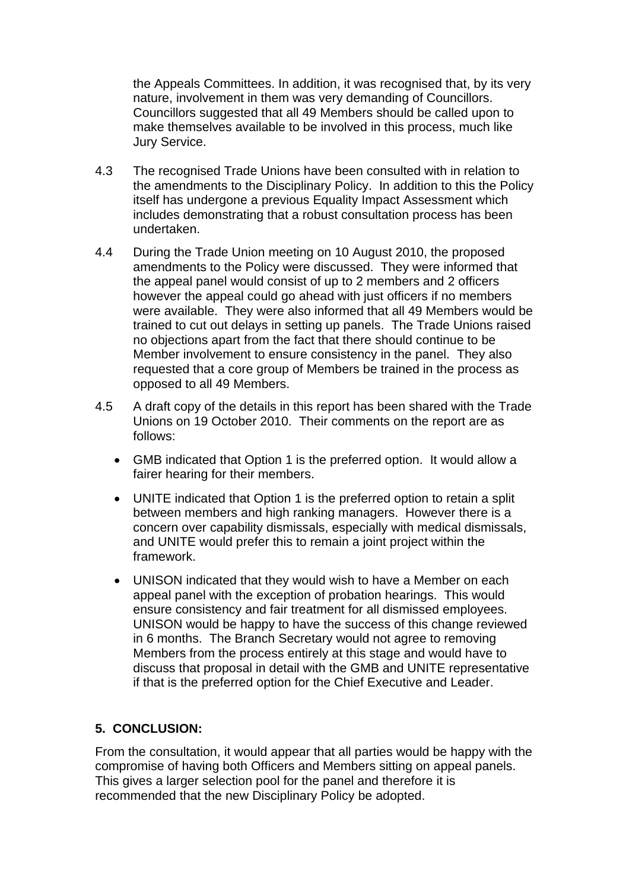the Appeals Committees. In addition, it was recognised that, by its very nature, involvement in them was very demanding of Councillors. Councillors suggested that all 49 Members should be called upon to make themselves available to be involved in this process, much like Jury Service.

4.3 The recognised Trade Unions have been consulted with in relation to the amendments to the Disciplinary Policy. In addition to this the Policy itself has undergone a previous Equality Impact Assessment which includes demonstrating that a robust consultation process has been undertaken.

4.4 During the Trade Union meeting on 10 August 2010, the proposed amendments to the Policy were discussed. They were informed that the appeal panel would consist of up to 2 members and 2 officers however the appeal could go ahead with just officers if no members were available. They were also informed that all 49 Members would be trained to cut out delays in setting up panels. The Trade Unions raised no objections apart from the fact that there should continue to be Member involvement to ensure consistency in the panel. They also requested that a core group of Members be trained in the process as opposed to all 49 Members.

4.5 A draft copy of the details in this report has been shared with the Trade Unions on 19 October 2010. Their comments on the report are as follows:

- GMB indicated that Option 1 is the preferred option. It would allow a fairer hearing for their members.
- UNITE indicated that Option 1 is the preferred option to retain a split between members and high ranking managers. However there is a concern over capability dismissals, especially with medical dismissals, and UNITE would prefer this to remain a joint project within the framework.
- UNISON indicated that they would wish to have a Member on each appeal panel with the exception of probation hearings. This would ensure consistency and fair treatment for all dismissed employees. UNISON would be happy to have the success of this change reviewed in 6 months. The Branch Secretary would not agree to removing Members from the process entirely at this stage and would have to discuss that proposal in detail with the GMB and UNITE representative if that is the preferred option for the Chief Executive and Leader.

## 5. CONCLUSION:

From the consultation, it would appear that all parties would be happy with the compromise of having both Officers and Members sitting on appeal panels. This gives a larger selection pool for the panel and therefore it is recommended that the new Disciplinary Policy be adopted.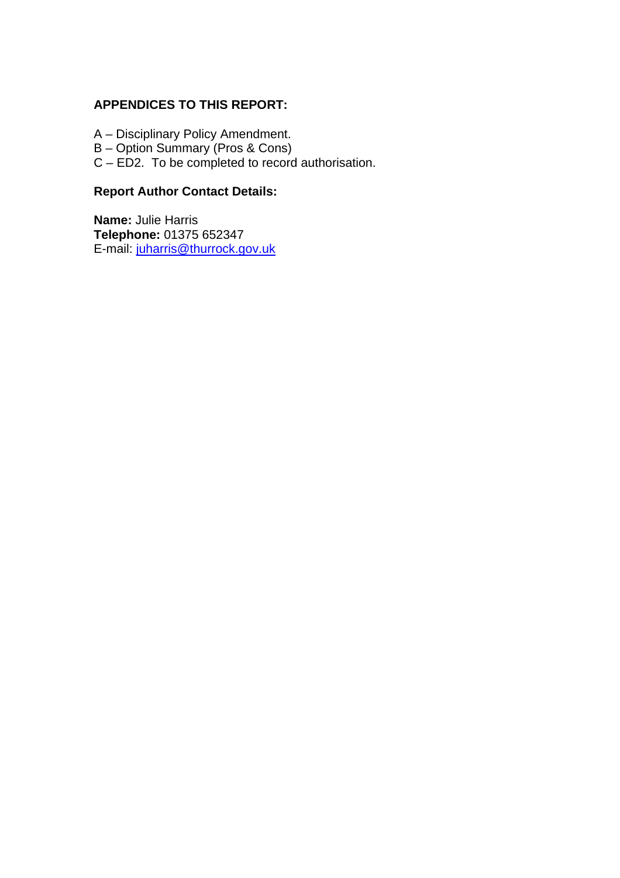**APPENDICES TO THIS REPORT:**

A – Disciplinary Policy Amendment.
B – Option Summary (Pros & Cons)
C – ED2. To be completed to record authorisation.

**Report Author Contact Details:**

**Name:** Julie Harris
**Telephone:** 01375 652347
E-mail: juharris@thurrock.gov.uk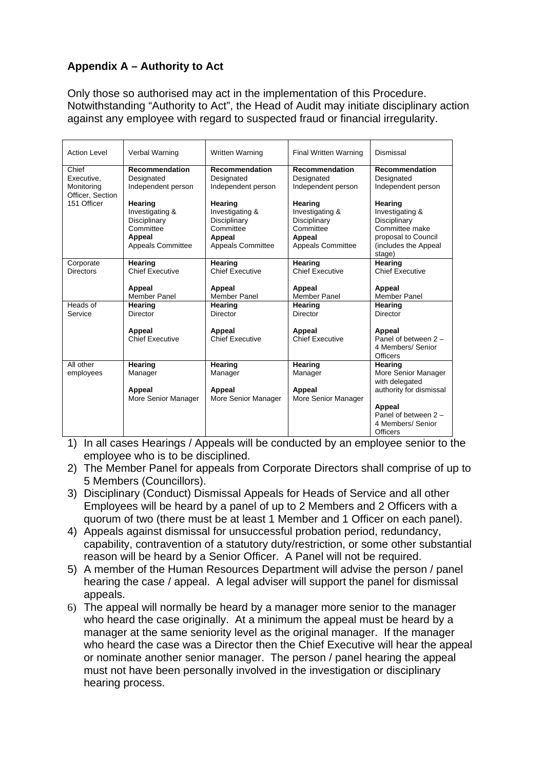## Appendix A – Authority to Act

Only those so authorised may act in the implementation of this Procedure. Notwithstanding "Authority to Act", the Head of Audit may initiate disciplinary action against any employee with regard to suspected fraud or financial irregularity.

| Action Level | Verbal Warning | Written Warning | Final Written Warning | Dismissal |
|---|---|---|---|---|
| Chief Executive, Monitoring Officer, Section 151 Officer | **Recommendation** Designated Independent person<br><br>**Hearing** Investigating & Disciplinary Committee **Appeal** Appeals Committee | **Recommendation** Designated Independent person<br><br>**Hearing** Investigating & Disciplinary Committee **Appeal** Appeals Committee | **Recommendation** Designated Independent person<br><br>**Hearing** Investigating & Disciplinary Committee **Appeal** Appeals Committee | **Recommendation** Designated Independent person<br><br>**Hearing** Investigating & Disciplinary Committee make proposal to Council (includes the Appeal stage) |
| Corporate Directors | **Hearing** Chief Executive<br><br>**Appeal** Member Panel | **Hearing** Chief Executive<br><br>**Appeal** Member Panel | **Hearing** Chief Executive<br><br>**Appeal** Member Panel | **Hearing** Chief Executive<br><br>**Appeal** Member Panel |
| Heads of Service | **Hearing** Director<br><br>**Appeal** Chief Executive | **Hearing** Director<br><br>**Appeal** Chief Executive | **Hearing** Director<br><br>**Appeal** Chief Executive | **Hearing** Director<br><br>**Appeal** Panel of between 2 – 4 Members/ Senior Officers |
| All other employees | **Hearing** Manager<br><br>**Appeal** More Senior Manager | **Hearing** Manager<br><br>**Appeal** More Senior Manager | **Hearing** Manager<br><br>**Appeal** More Senior Manager | **Hearing** More Senior Manager with delegated authority for dismissal<br><br>**Appeal** Panel of between 2 – 4 Members/ Senior Officers |

1) In all cases Hearings / Appeals will be conducted by an employee senior to the employee who is to be disciplined.
2) The Member Panel for appeals from Corporate Directors shall comprise of up to 5 Members (Councillors).
3) Disciplinary (Conduct) Dismissal Appeals for Heads of Service and all other Employees will be heard by a panel of up to 2 Members and 2 Officers with a quorum of two (there must be at least 1 Member and 1 Officer on each panel).
4) Appeals against dismissal for unsuccessful probation period, redundancy, capability, contravention of a statutory duty/restriction, or some other substantial reason will be heard by a Senior Officer. A Panel will not be required.
5) A member of the Human Resources Department will advise the person / panel hearing the case / appeal. A legal adviser will support the panel for dismissal appeals.
6) The appeal will normally be heard by a manager more senior to the manager who heard the case originally. At a minimum the appeal must be heard by a manager at the same seniority level as the original manager. If the manager who heard the case was a Director then the Chief Executive will hear the appeal or nominate another senior manager. The person / panel hearing the appeal must not have been personally involved in the investigation or disciplinary hearing process.